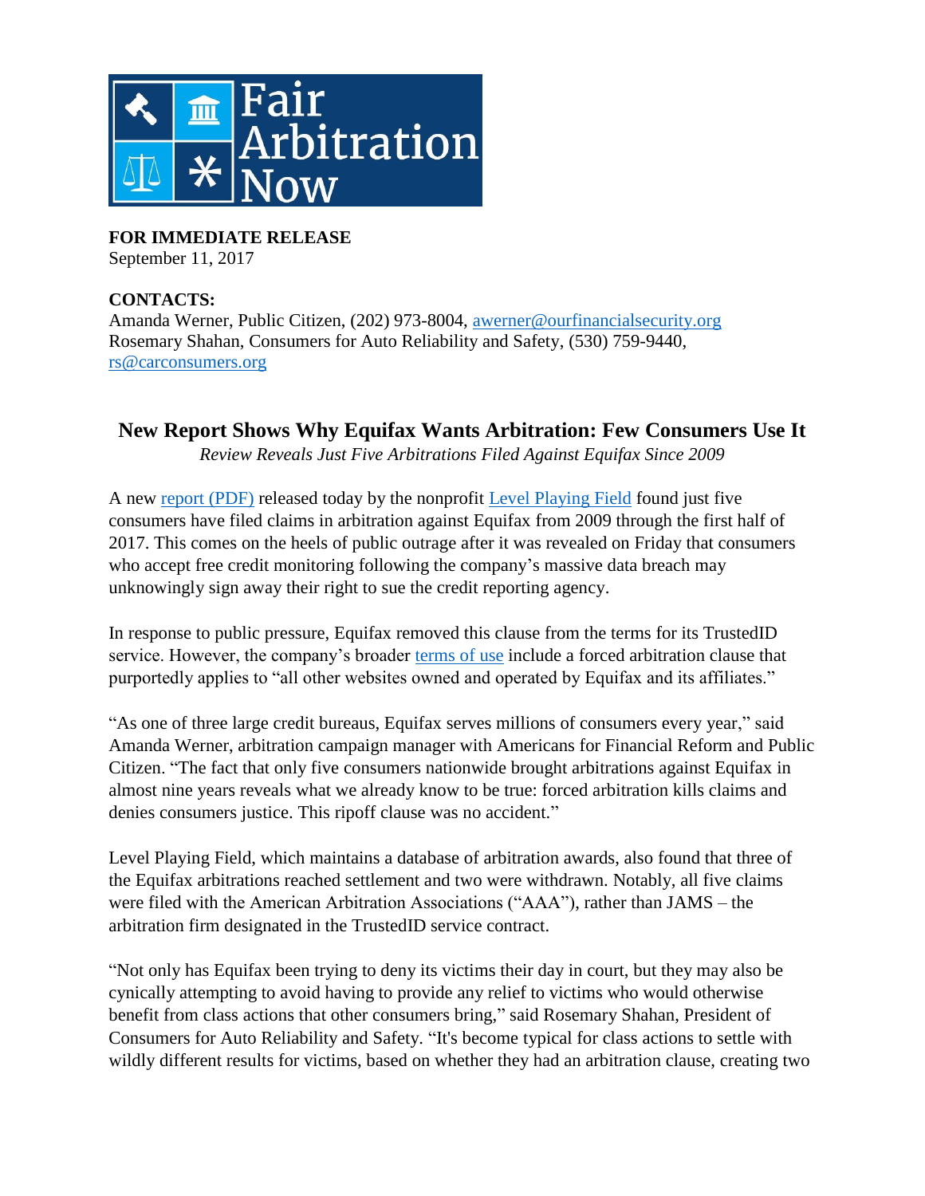Fair Arbitration Now

**FOR IMMEDIATE RELEASE**
September 11, 2017

**CONTACTS:**
Amanda Werner, Public Citizen, (202) 973-8004, awerner@ourfinancialsecurity.org
Rosemary Shahan, Consumers for Auto Reliability and Safety, (530) 759-9440, rs@carconsumers.org

## New Report Shows Why Equifax Wants Arbitration: Few Consumers Use It

*Review Reveals Just Five Arbitrations Filed Against Equifax Since 2009*

A new report (PDF) released today by the nonprofit Level Playing Field found just five consumers have filed claims in arbitration against Equifax from 2009 through the first half of 2017. This comes on the heels of public outrage after it was revealed on Friday that consumers who accept free credit monitoring following the company's massive data breach may unknowingly sign away their right to sue the credit reporting agency.

In response to public pressure, Equifax removed this clause from the terms for its TrustedID service. However, the company's broader terms of use include a forced arbitration clause that purportedly applies to "all other websites owned and operated by Equifax and its affiliates."

"As one of three large credit bureaus, Equifax serves millions of consumers every year," said Amanda Werner, arbitration campaign manager with Americans for Financial Reform and Public Citizen. "The fact that only five consumers nationwide brought arbitrations against Equifax in almost nine years reveals what we already know to be true: forced arbitration kills claims and denies consumers justice. This ripoff clause was no accident."

Level Playing Field, which maintains a database of arbitration awards, also found that three of the Equifax arbitrations reached settlement and two were withdrawn. Notably, all five claims were filed with the American Arbitration Associations ("AAA"), rather than JAMS – the arbitration firm designated in the TrustedID service contract.

"Not only has Equifax been trying to deny its victims their day in court, but they may also be cynically attempting to avoid having to provide any relief to victims who would otherwise benefit from class actions that other consumers bring," said Rosemary Shahan, President of Consumers for Auto Reliability and Safety. "It's become typical for class actions to settle with wildly different results for victims, based on whether they had an arbitration clause, creating two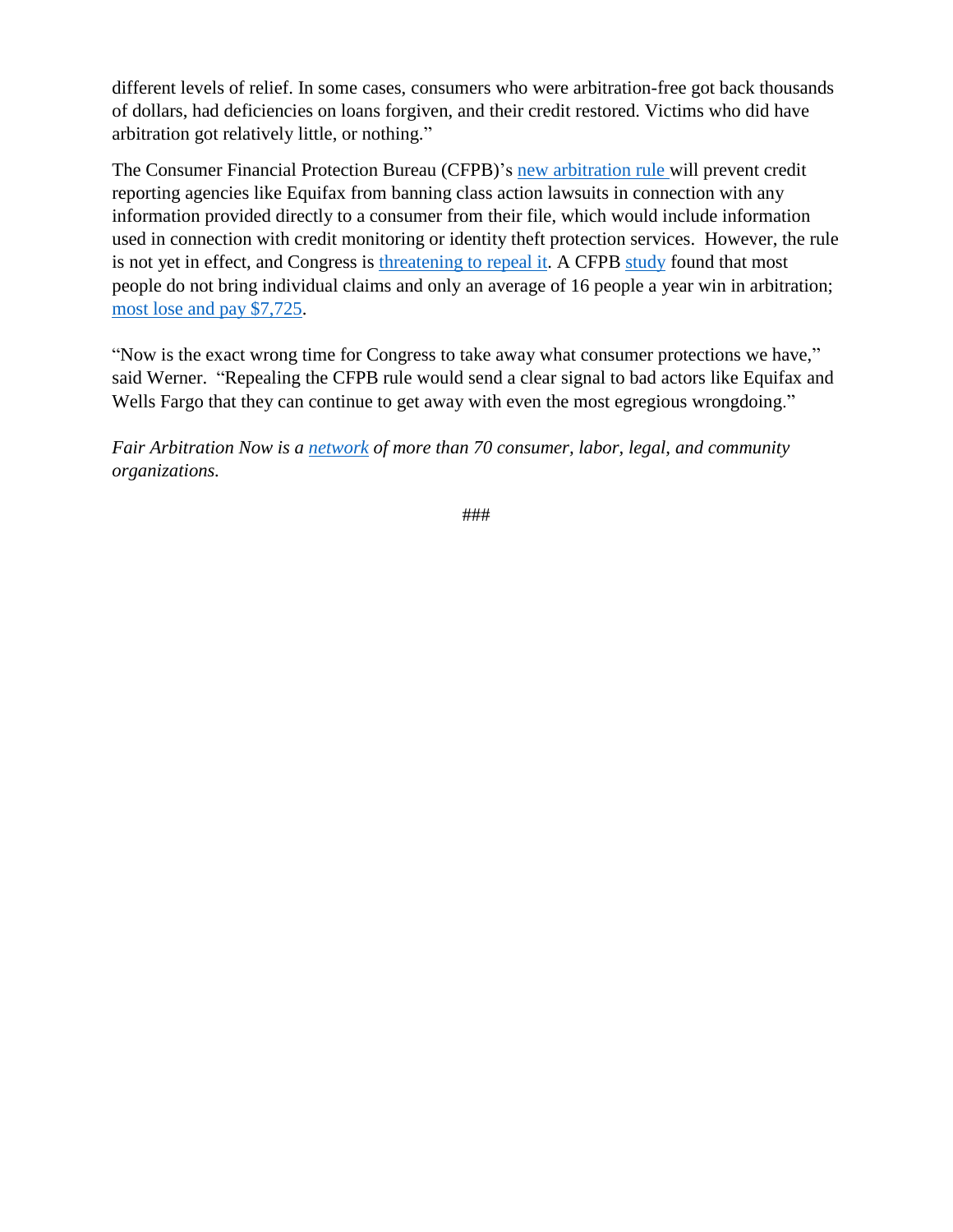different levels of relief. In some cases, consumers who were arbitration-free got back thousands of dollars, had deficiencies on loans forgiven, and their credit restored. Victims who did have arbitration got relatively little, or nothing."

The Consumer Financial Protection Bureau (CFPB)'s new arbitration rule will prevent credit reporting agencies like Equifax from banning class action lawsuits in connection with any information provided directly to a consumer from their file, which would include information used in connection with credit monitoring or identity theft protection services. However, the rule is not yet in effect, and Congress is threatening to repeal it. A CFPB study found that most people do not bring individual claims and only an average of 16 people a year win in arbitration; most lose and pay $7,725.

"Now is the exact wrong time for Congress to take away what consumer protections we have," said Werner. "Repealing the CFPB rule would send a clear signal to bad actors like Equifax and Wells Fargo that they can continue to get away with even the most egregious wrongdoing."

*Fair Arbitration Now is a network of more than 70 consumer, labor, legal, and community organizations.*

###